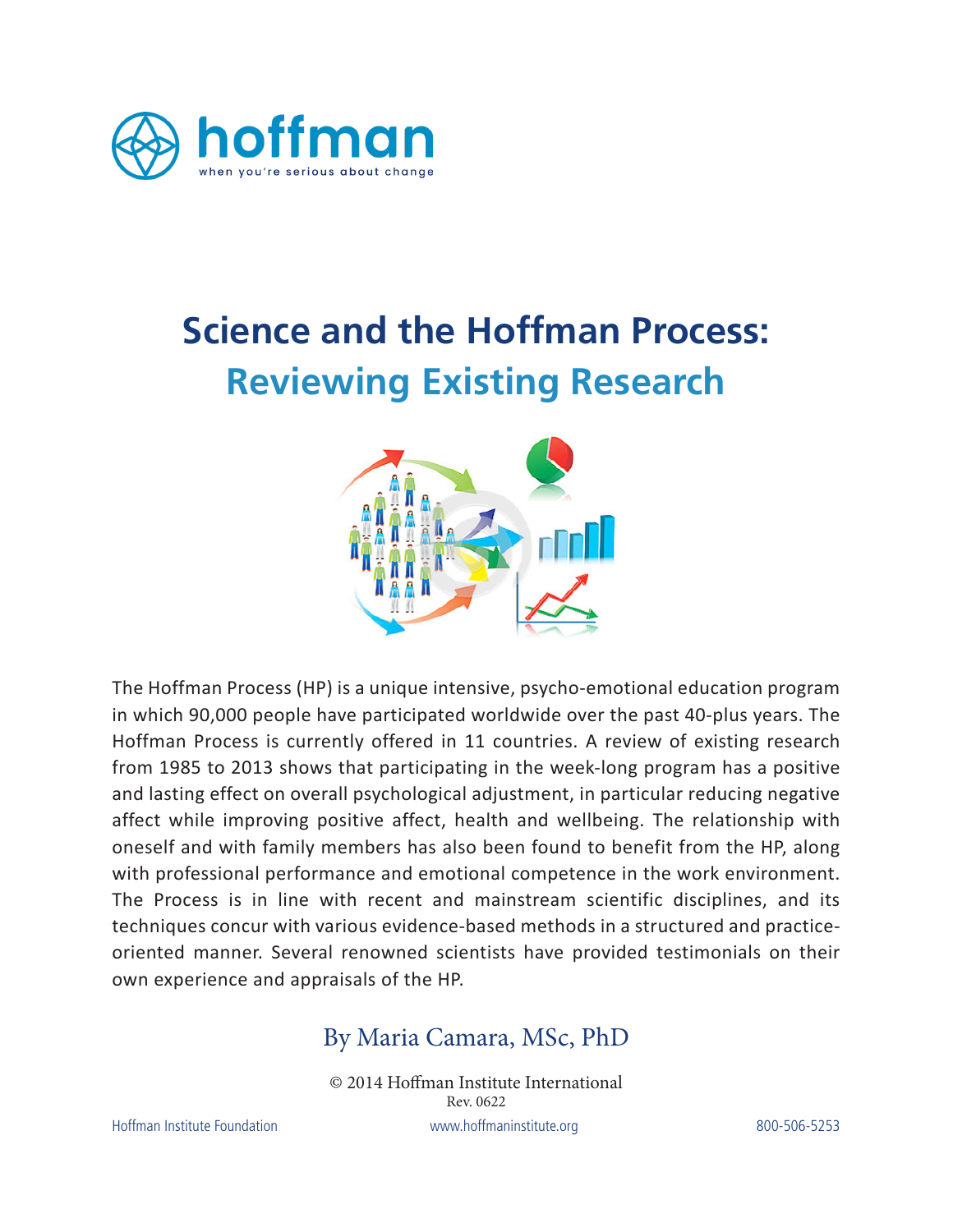hoffman

when you're serious about change

# Science and the Hoffman Process:
## Reviewing Existing Research

The Hoffman Process (HP) is a unique intensive, psycho-emotional education program in which 90,000 people have participated worldwide over the past 40-plus years. The Hoffman Process is currently offered in 11 countries. A review of existing research from 1985 to 2013 shows that participating in the week-long program has a positive and lasting effect on overall psychological adjustment, in particular reducing negative affect while improving positive affect, health and wellbeing. The relationship with oneself and with family members has also been found to benefit from the HP, along with professional performance and emotional competence in the work environment. The Process is in line with recent and mainstream scientific disciplines, and its techniques concur with various evidence-based methods in a structured and practice-oriented manner. Several renowned scientists have provided testimonials on their own experience and appraisals of the HP.

By Maria Camara, MSc, PhD

© 2014 Hoffman Institute International
Rev. 0622

Hoffman Institute Foundation www.hoffmaninstitute.org 800-506-5253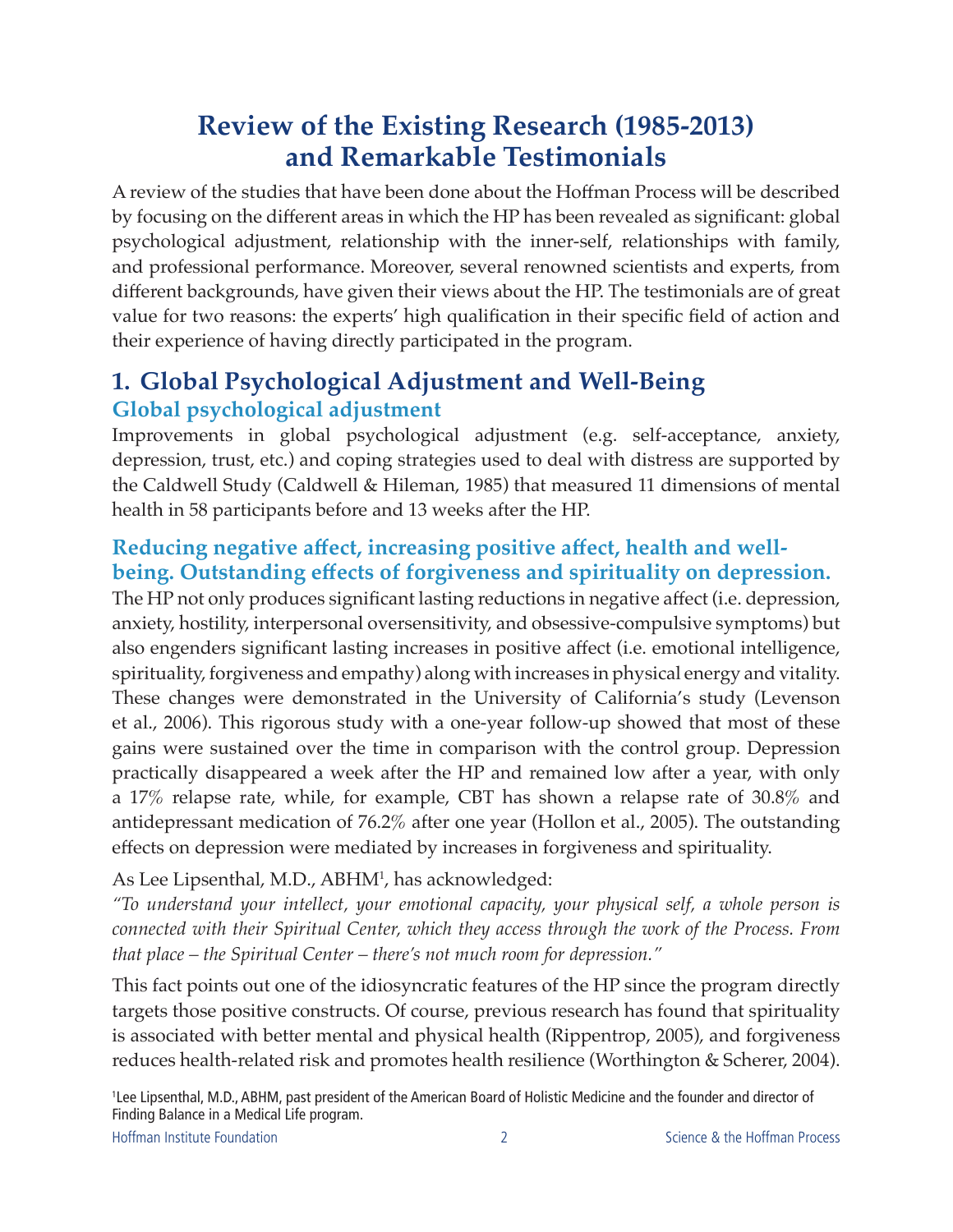# Review of the Existing Research (1985-2013) and Remarkable Testimonials

A review of the studies that have been done about the Hoffman Process will be described by focusing on the different areas in which the HP has been revealed as significant: global psychological adjustment, relationship with the inner-self, relationships with family, and professional performance. Moreover, several renowned scientists and experts, from different backgrounds, have given their views about the HP. The testimonials are of great value for two reasons: the experts' high qualification in their specific field of action and their experience of having directly participated in the program.

## 1. Global Psychological Adjustment and Well-Being

### Global psychological adjustment

Improvements in global psychological adjustment (e.g. self-acceptance, anxiety, depression, trust, etc.) and coping strategies used to deal with distress are supported by the Caldwell Study (Caldwell & Hileman, 1985) that measured 11 dimensions of mental health in 58 participants before and 13 weeks after the HP.

### Reducing negative affect, increasing positive affect, health and well-being. Outstanding effects of forgiveness and spirituality on depression.

The HP not only produces significant lasting reductions in negative affect (i.e. depression, anxiety, hostility, interpersonal oversensitivity, and obsessive-compulsive symptoms) but also engenders significant lasting increases in positive affect (i.e. emotional intelligence, spirituality, forgiveness and empathy) along with increases in physical energy and vitality. These changes were demonstrated in the University of California's study (Levenson et al., 2006). This rigorous study with a one-year follow-up showed that most of these gains were sustained over the time in comparison with the control group. Depression practically disappeared a week after the HP and remained low after a year, with only a 17% relapse rate, while, for example, CBT has shown a relapse rate of 30.8% and antidepressant medication of 76.2% after one year (Hollon et al., 2005). The outstanding effects on depression were mediated by increases in forgiveness and spirituality.

As Lee Lipsenthal, M.D., ABHM[1], has acknowledged:

*"To understand your intellect, your emotional capacity, your physical self, a whole person is connected with their Spiritual Center, which they access through the work of the Process. From that place – the Spiritual Center – there's not much room for depression."*

This fact points out one of the idiosyncratic features of the HP since the program directly targets those positive constructs. Of course, previous research has found that spirituality is associated with better mental and physical health (Rippentrop, 2005), and forgiveness reduces health-related risk and promotes health resilience (Worthington & Scherer, 2004).

[1] Lee Lipsenthal, M.D., ABHM, past president of the American Board of Holistic Medicine and the founder and director of Finding Balance in a Medical Life program.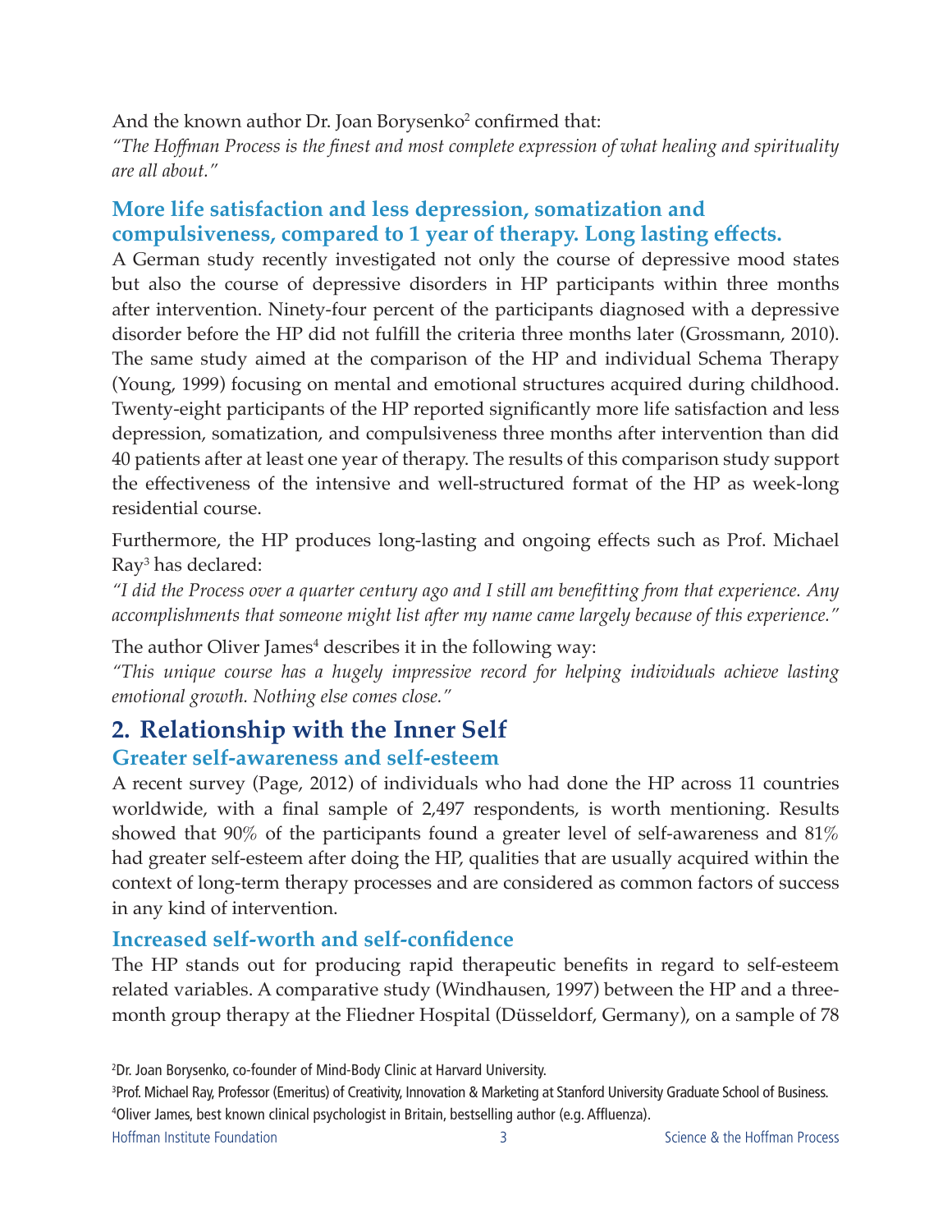And the known author Dr. Joan Borysenko[2] confirmed that:

*"The Hoffman Process is the finest and most complete expression of what healing and spirituality are all about."*

### More life satisfaction and less depression, somatization and compulsiveness, compared to 1 year of therapy. Long lasting effects.

A German study recently investigated not only the course of depressive mood states but also the course of depressive disorders in HP participants within three months after intervention. Ninety-four percent of the participants diagnosed with a depressive disorder before the HP did not fulfill the criteria three months later (Grossmann, 2010). The same study aimed at the comparison of the HP and individual Schema Therapy (Young, 1999) focusing on mental and emotional structures acquired during childhood. Twenty-eight participants of the HP reported significantly more life satisfaction and less depression, somatization, and compulsiveness three months after intervention than did 40 patients after at least one year of therapy. The results of this comparison study support the effectiveness of the intensive and well-structured format of the HP as week-long residential course.

Furthermore, the HP produces long-lasting and ongoing effects such as Prof. Michael Ray[3] has declared:

*"I did the Process over a quarter century ago and I still am benefitting from that experience. Any accomplishments that someone might list after my name came largely because of this experience."*

The author Oliver James[4] describes it in the following way:

*"This unique course has a hugely impressive record for helping individuals achieve lasting emotional growth. Nothing else comes close."*

## 2. Relationship with the Inner Self

### Greater self-awareness and self-esteem

A recent survey (Page, 2012) of individuals who had done the HP across 11 countries worldwide, with a final sample of 2,497 respondents, is worth mentioning. Results showed that 90% of the participants found a greater level of self-awareness and 81% had greater self-esteem after doing the HP, qualities that are usually acquired within the context of long-term therapy processes and are considered as common factors of success in any kind of intervention.

### Increased self-worth and self-confidence

The HP stands out for producing rapid therapeutic benefits in regard to self-esteem related variables. A comparative study (Windhausen, 1997) between the HP and a three-month group therapy at the Fliedner Hospital (Düsseldorf, Germany), on a sample of 78

[2] Dr. Joan Borysenko, co-founder of Mind-Body Clinic at Harvard University.

[3] Prof. Michael Ray, Professor (Emeritus) of Creativity, Innovation & Marketing at Stanford University Graduate School of Business.

[4] Oliver James, best known clinical psychologist in Britain, bestselling author (e.g. Affluenza).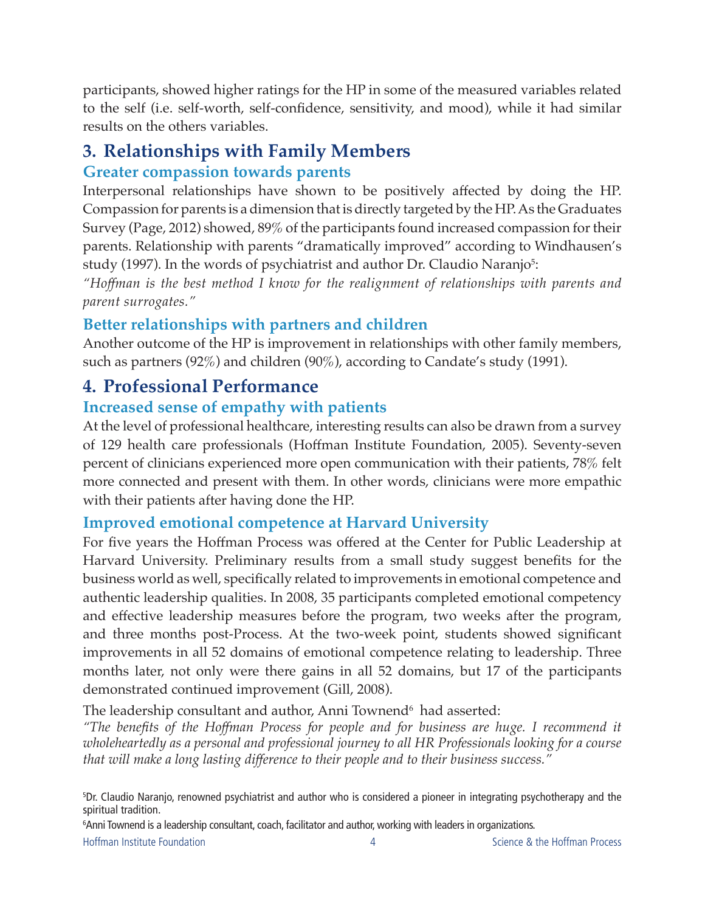participants, showed higher ratings for the HP in some of the measured variables related to the self (i.e. self-worth, self-confidence, sensitivity, and mood), while it had similar results on the others variables.

## 3. Relationships with Family Members

### Greater compassion towards parents

Interpersonal relationships have shown to be positively affected by doing the HP. Compassion for parents is a dimension that is directly targeted by the HP. As the Graduates Survey (Page, 2012) showed, 89% of the participants found increased compassion for their parents. Relationship with parents "dramatically improved" according to Windhausen's study (1997). In the words of psychiatrist and author Dr. Claudio Naranjo[5]:

*"Hoffman is the best method I know for the realignment of relationships with parents and parent surrogates."*

### Better relationships with partners and children

Another outcome of the HP is improvement in relationships with other family members, such as partners (92%) and children (90%), according to Candate's study (1991).

## 4. Professional Performance

### Increased sense of empathy with patients

At the level of professional healthcare, interesting results can also be drawn from a survey of 129 health care professionals (Hoffman Institute Foundation, 2005). Seventy-seven percent of clinicians experienced more open communication with their patients, 78% felt more connected and present with them. In other words, clinicians were more empathic with their patients after having done the HP.

### Improved emotional competence at Harvard University

For five years the Hoffman Process was offered at the Center for Public Leadership at Harvard University. Preliminary results from a small study suggest benefits for the business world as well, specifically related to improvements in emotional competence and authentic leadership qualities. In 2008, 35 participants completed emotional competency and effective leadership measures before the program, two weeks after the program, and three months post-Process. At the two-week point, students showed significant improvements in all 52 domains of emotional competence relating to leadership. Three months later, not only were there gains in all 52 domains, but 17 of the participants demonstrated continued improvement (Gill, 2008).

The leadership consultant and author, Anni Townend[6] had asserted:

*"The benefits of the Hoffman Process for people and for business are huge. I recommend it wholeheartedly as a personal and professional journey to all HR Professionals looking for a course that will make a long lasting difference to their people and to their business success."*

[5]Dr. Claudio Naranjo, renowned psychiatrist and author who is considered a pioneer in integrating psychotherapy and the spiritual tradition.

[6]Anni Townend is a leadership consultant, coach, facilitator and author, working with leaders in organizations.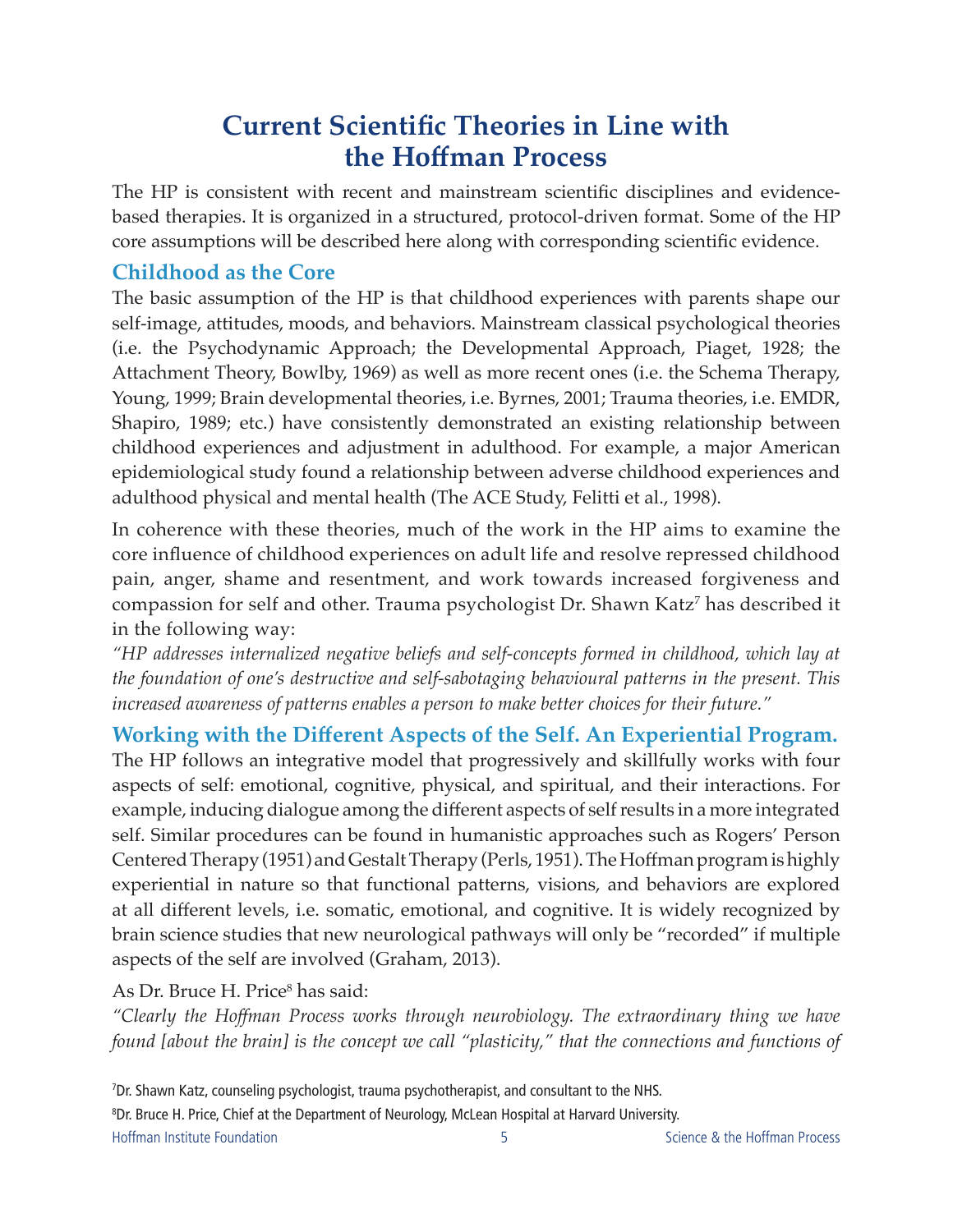# Current Scientific Theories in Line with the Hoffman Process

The HP is consistent with recent and mainstream scientific disciplines and evidence-based therapies. It is organized in a structured, protocol-driven format. Some of the HP core assumptions will be described here along with corresponding scientific evidence.

## Childhood as the Core

The basic assumption of the HP is that childhood experiences with parents shape our self-image, attitudes, moods, and behaviors. Mainstream classical psychological theories (i.e. the Psychodynamic Approach; the Developmental Approach, Piaget, 1928; the Attachment Theory, Bowlby, 1969) as well as more recent ones (i.e. the Schema Therapy, Young, 1999; Brain developmental theories, i.e. Byrnes, 2001; Trauma theories, i.e. EMDR, Shapiro, 1989; etc.) have consistently demonstrated an existing relationship between childhood experiences and adjustment in adulthood. For example, a major American epidemiological study found a relationship between adverse childhood experiences and adulthood physical and mental health (The ACE Study, Felitti et al., 1998).

In coherence with these theories, much of the work in the HP aims to examine the core influence of childhood experiences on adult life and resolve repressed childhood pain, anger, shame and resentment, and work towards increased forgiveness and compassion for self and other. Trauma psychologist Dr. Shawn Katz[7] has described it in the following way:

*"HP addresses internalized negative beliefs and self-concepts formed in childhood, which lay at the foundation of one's destructive and self-sabotaging behavioural patterns in the present. This increased awareness of patterns enables a person to make better choices for their future."*

## Working with the Different Aspects of the Self. An Experiential Program.

The HP follows an integrative model that progressively and skillfully works with four aspects of self: emotional, cognitive, physical, and spiritual, and their interactions. For example, inducing dialogue among the different aspects of self results in a more integrated self. Similar procedures can be found in humanistic approaches such as Rogers' Person Centered Therapy (1951) and Gestalt Therapy (Perls, 1951). The Hoffman program is highly experiential in nature so that functional patterns, visions, and behaviors are explored at all different levels, i.e. somatic, emotional, and cognitive. It is widely recognized by brain science studies that new neurological pathways will only be "recorded" if multiple aspects of the self are involved (Graham, 2013).

As Dr. Bruce H. Price[8] has said:

*"Clearly the Hoffman Process works through neurobiology. The extraordinary thing we have found [about the brain] is the concept we call "plasticity," that the connections and functions of*

[7] Dr. Shawn Katz, counseling psychologist, trauma psychotherapist, and consultant to the NHS.

[8] Dr. Bruce H. Price, Chief at the Department of Neurology, McLean Hospital at Harvard University.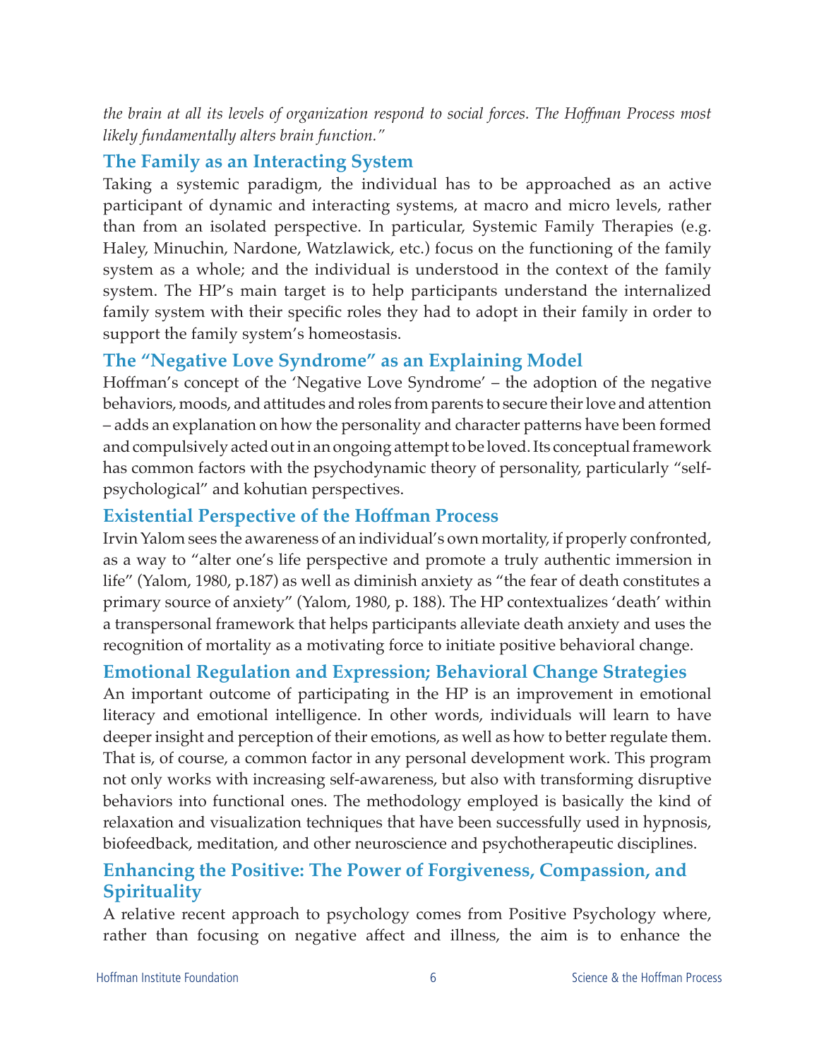*the brain at all its levels of organization respond to social forces. The Hoffman Process most likely fundamentally alters brain function."*

## The Family as an Interacting System

Taking a systemic paradigm, the individual has to be approached as an active participant of dynamic and interacting systems, at macro and micro levels, rather than from an isolated perspective. In particular, Systemic Family Therapies (e.g. Haley, Minuchin, Nardone, Watzlawick, etc.) focus on the functioning of the family system as a whole; and the individual is understood in the context of the family system. The HP's main target is to help participants understand the internalized family system with their specific roles they had to adopt in their family in order to support the family system's homeostasis.

## The "Negative Love Syndrome" as an Explaining Model

Hoffman's concept of the 'Negative Love Syndrome' – the adoption of the negative behaviors, moods, and attitudes and roles from parents to secure their love and attention – adds an explanation on how the personality and character patterns have been formed and compulsively acted out in an ongoing attempt to be loved. Its conceptual framework has common factors with the psychodynamic theory of personality, particularly "self-psychological" and kohutian perspectives.

## Existential Perspective of the Hoffman Process

Irvin Yalom sees the awareness of an individual's own mortality, if properly confronted, as a way to "alter one's life perspective and promote a truly authentic immersion in life" (Yalom, 1980, p.187) as well as diminish anxiety as "the fear of death constitutes a primary source of anxiety" (Yalom, 1980, p. 188). The HP contextualizes 'death' within a transpersonal framework that helps participants alleviate death anxiety and uses the recognition of mortality as a motivating force to initiate positive behavioral change.

## Emotional Regulation and Expression; Behavioral Change Strategies

An important outcome of participating in the HP is an improvement in emotional literacy and emotional intelligence. In other words, individuals will learn to have deeper insight and perception of their emotions, as well as how to better regulate them. That is, of course, a common factor in any personal development work. This program not only works with increasing self-awareness, but also with transforming disruptive behaviors into functional ones. The methodology employed is basically the kind of relaxation and visualization techniques that have been successfully used in hypnosis, biofeedback, meditation, and other neuroscience and psychotherapeutic disciplines.

## Enhancing the Positive: The Power of Forgiveness, Compassion, and Spirituality

A relative recent approach to psychology comes from Positive Psychology where, rather than focusing on negative affect and illness, the aim is to enhance the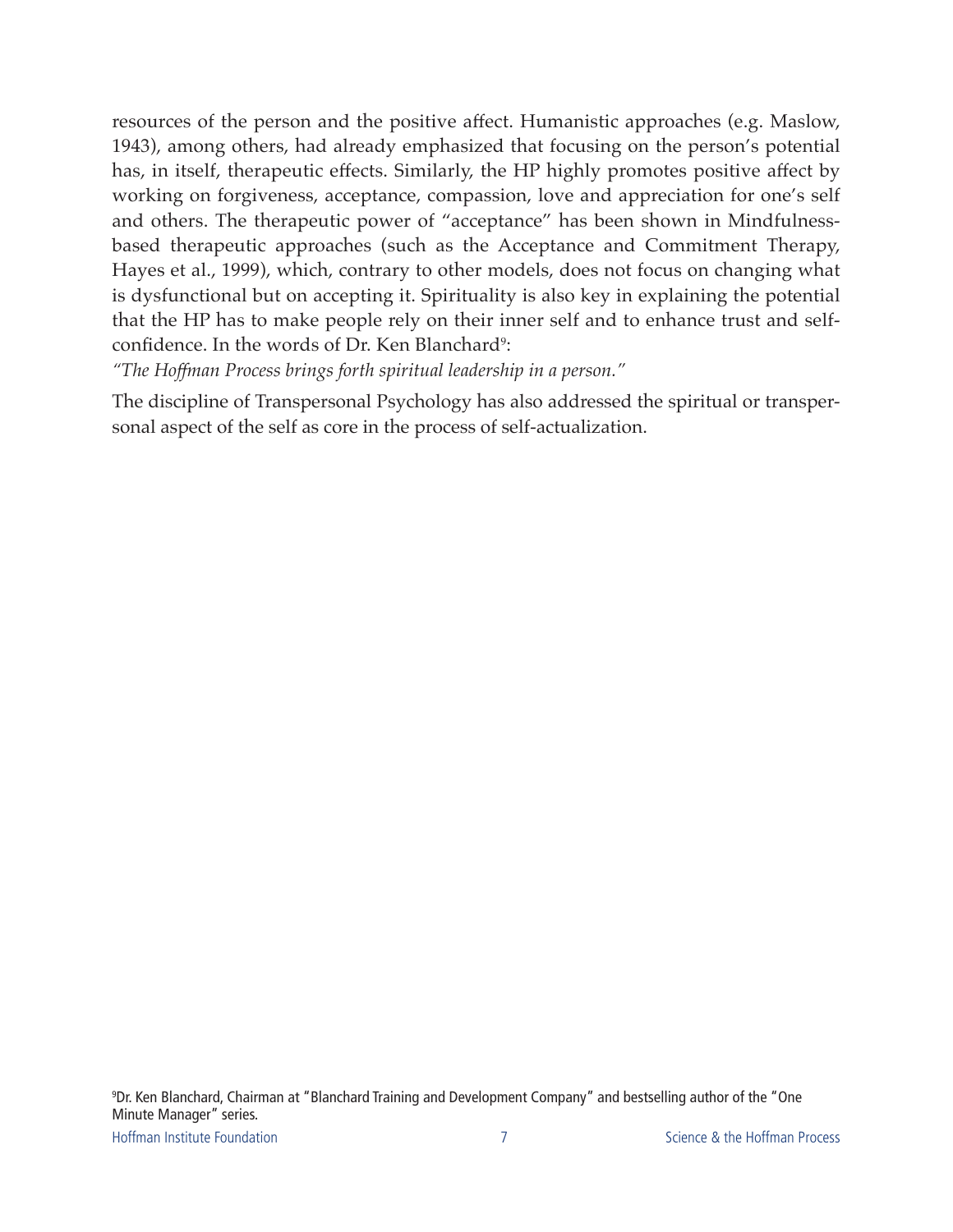resources of the person and the positive affect. Humanistic approaches (e.g. Maslow, 1943), among others, had already emphasized that focusing on the person's potential has, in itself, therapeutic effects. Similarly, the HP highly promotes positive affect by working on forgiveness, acceptance, compassion, love and appreciation for one's self and others. The therapeutic power of "acceptance" has been shown in Mindfulness-based therapeutic approaches (such as the Acceptance and Commitment Therapy, Hayes et al., 1999), which, contrary to other models, does not focus on changing what is dysfunctional but on accepting it. Spirituality is also key in explaining the potential that the HP has to make people rely on their inner self and to enhance trust and self-confidence. In the words of Dr. Ken Blanchard[9]:

*"The Hoffman Process brings forth spiritual leadership in a person."*

The discipline of Transpersonal Psychology has also addressed the spiritual or transpersonal aspect of the self as core in the process of self-actualization.

[9]Dr. Ken Blanchard, Chairman at "Blanchard Training and Development Company" and bestselling author of the "One Minute Manager" series.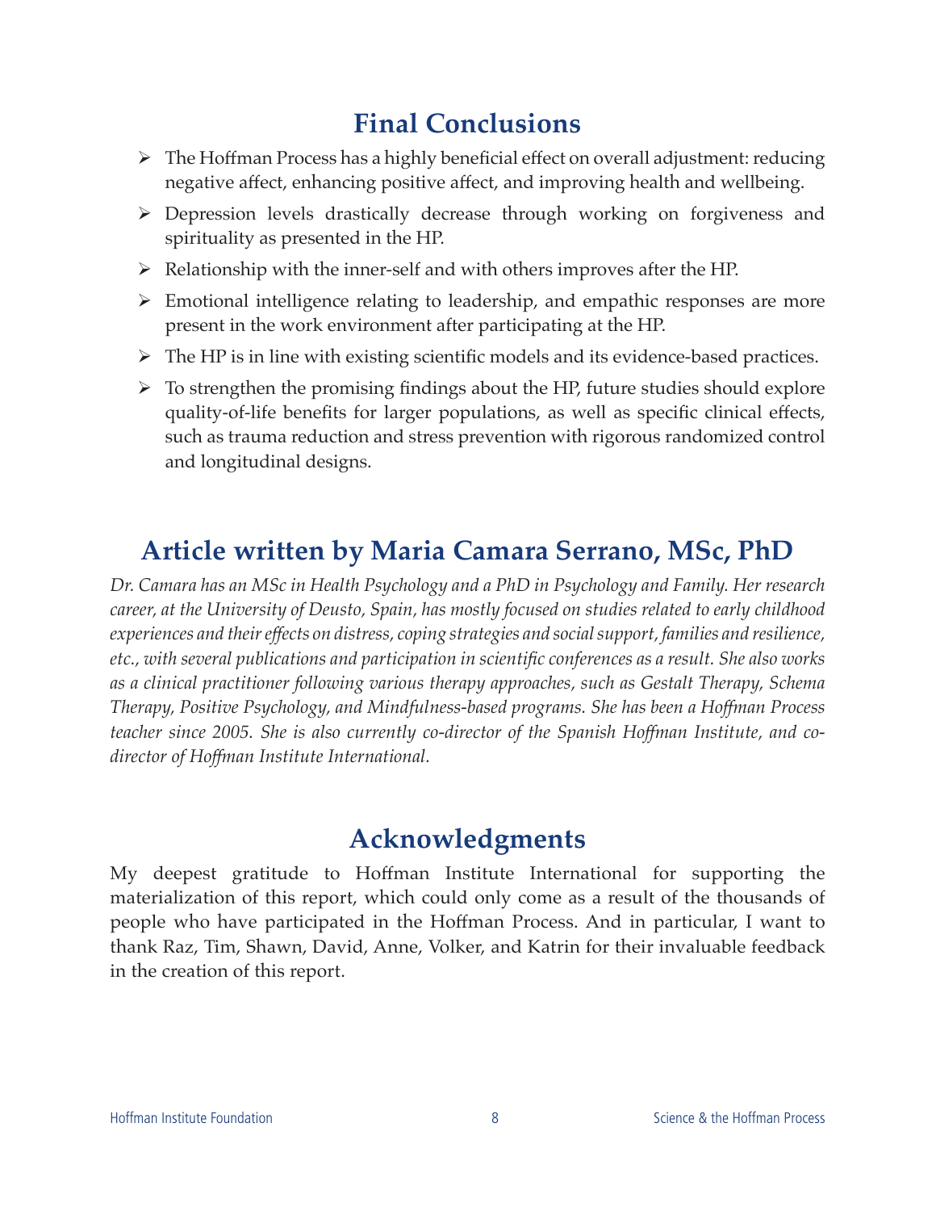## Final Conclusions

- The Hoffman Process has a highly beneficial effect on overall adjustment: reducing negative affect, enhancing positive affect, and improving health and wellbeing.
- Depression levels drastically decrease through working on forgiveness and spirituality as presented in the HP.
- Relationship with the inner-self and with others improves after the HP.
- Emotional intelligence relating to leadership, and empathic responses are more present in the work environment after participating at the HP.
- The HP is in line with existing scientific models and its evidence-based practices.
- To strengthen the promising findings about the HP, future studies should explore quality-of-life benefits for larger populations, as well as specific clinical effects, such as trauma reduction and stress prevention with rigorous randomized control and longitudinal designs.

## Article written by Maria Camara Serrano, MSc, PhD

*Dr. Camara has an MSc in Health Psychology and a PhD in Psychology and Family. Her research career, at the University of Deusto, Spain, has mostly focused on studies related to early childhood experiences and their effects on distress, coping strategies and social support, families and resilience, etc., with several publications and participation in scientific conferences as a result. She also works as a clinical practitioner following various therapy approaches, such as Gestalt Therapy, Schema Therapy, Positive Psychology, and Mindfulness-based programs. She has been a Hoffman Process teacher since 2005. She is also currently co-director of the Spanish Hoffman Institute, and co-director of Hoffman Institute International.*

## Acknowledgments

My deepest gratitude to Hoffman Institute International for supporting the materialization of this report, which could only come as a result of the thousands of people who have participated in the Hoffman Process. And in particular, I want to thank Raz, Tim, Shawn, David, Anne, Volker, and Katrin for their invaluable feedback in the creation of this report.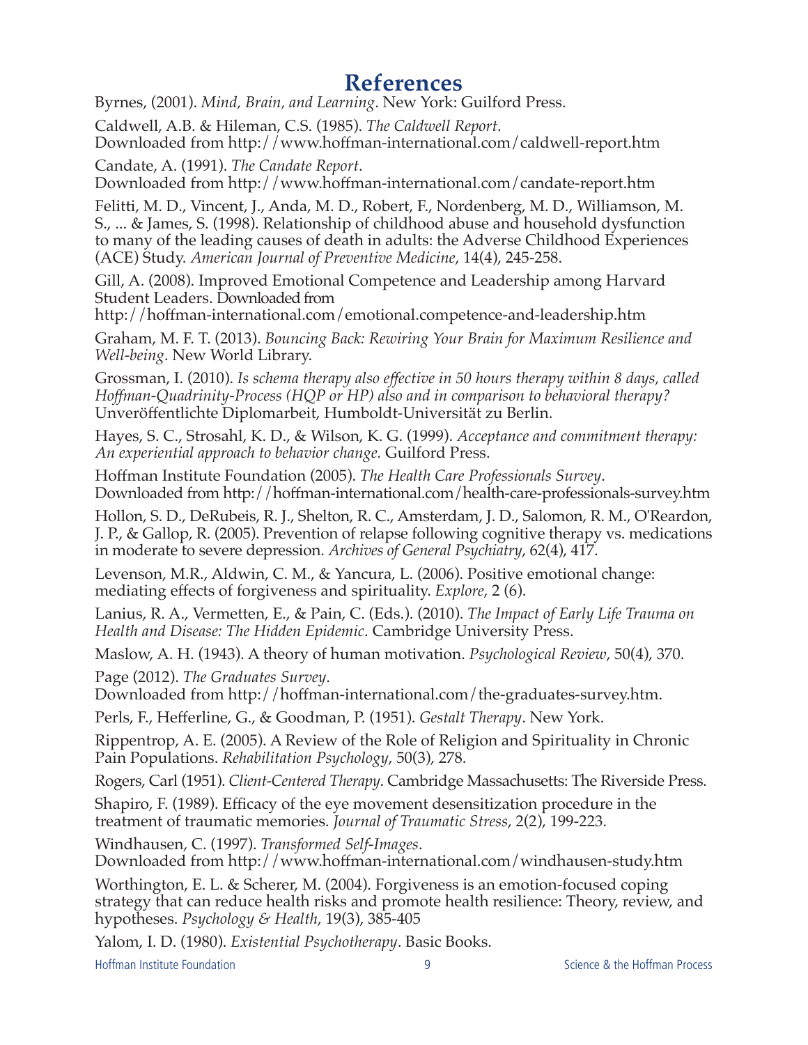# References

Byrnes, (2001). *Mind, Brain, and Learning*. New York: Guilford Press.

Caldwell, A.B. & Hileman, C.S. (1985). *The Caldwell Report*.
Downloaded from http://www.hoffman-international.com/caldwell-report.htm

Candate, A. (1991). *The Candate Report*.
Downloaded from http://www.hoffman-international.com/candate-report.htm

Felitti, M. D., Vincent, J., Anda, M. D., Robert, F., Nordenberg, M. D., Williamson, M. S., ... & James, S. (1998). Relationship of childhood abuse and household dysfunction to many of the leading causes of death in adults: the Adverse Childhood Experiences (ACE) Study. *American Journal of Preventive Medicine*, 14(4), 245-258.

Gill, A. (2008). Improved Emotional Competence and Leadership among Harvard Student Leaders. Downloaded from
http://hoffman-international.com/emotional.competence-and-leadership.htm

Graham, M. F. T. (2013). *Bouncing Back: Rewiring Your Brain for Maximum Resilience and Well-being*. New World Library.

Grossman, I. (2010). *Is schema therapy also effective in 50 hours therapy within 8 days, called Hoffman-Quadrinity-Process (HQP or HP) also and in comparison to behavioral therapy?* Unveröffentlichte Diplomarbeit, Humboldt-Universität zu Berlin.

Hayes, S. C., Strosahl, K. D., & Wilson, K. G. (1999). *Acceptance and commitment therapy: An experiential approach to behavior change.* Guilford Press.

Hoffman Institute Foundation (2005). *The Health Care Professionals Survey*.
Downloaded from http://hoffman-international.com/health-care-professionals-survey.htm

Hollon, S. D., DeRubeis, R. J., Shelton, R. C., Amsterdam, J. D., Salomon, R. M., O'Reardon, J. P., & Gallop, R. (2005). Prevention of relapse following cognitive therapy vs. medications in moderate to severe depression. *Archives of General Psychiatry*, 62(4), 417.

Levenson, M.R., Aldwin, C. M., & Yancura, L. (2006). Positive emotional change: mediating effects of forgiveness and spirituality. *Explore*, 2 (6).

Lanius, R. A., Vermetten, E., & Pain, C. (Eds.). (2010). *The Impact of Early Life Trauma on Health and Disease: The Hidden Epidemic*. Cambridge University Press.

Maslow, A. H. (1943). A theory of human motivation. *Psychological Review*, 50(4), 370.

Page (2012). *The Graduates Survey*.
Downloaded from http://hoffman-international.com/the-graduates-survey.htm.

Perls, F., Hefferline, G., & Goodman, P. (1951). *Gestalt Therapy*. New York.

Rippentrop, A. E. (2005). A Review of the Role of Religion and Spirituality in Chronic Pain Populations. *Rehabilitation Psychology*, 50(3), 278.

Rogers, Carl (1951). *Client-Centered Therapy*. Cambridge Massachusetts: The Riverside Press.

Shapiro, F. (1989). Efficacy of the eye movement desensitization procedure in the treatment of traumatic memories. *Journal of Traumatic Stress*, 2(2), 199-223.

Windhausen, C. (1997). *Transformed Self-Images*.
Downloaded from http://www.hoffman-international.com/windhausen-study.htm

Worthington, E. L. & Scherer, M. (2004). Forgiveness is an emotion-focused coping strategy that can reduce health risks and promote health resilience: Theory, review, and hypotheses. *Psychology & Health*, 19(3), 385-405

Yalom, I. D. (1980). *Existential Psychotherapy*. Basic Books.